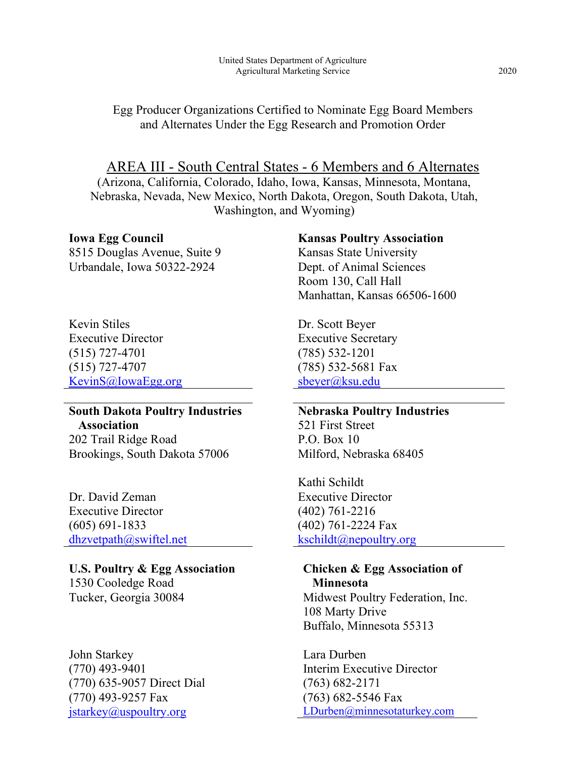United States Department of Agriculture
Agricultural Marketing Service

2020

# Egg Producer Organizations Certified to Nominate Egg Board Members and Alternates Under the Egg Research and Promotion Order

## AREA III - South Central States - 6 Members and 6 Alternates

(Arizona, California, Colorado, Idaho, Iowa, Kansas, Minnesota, Montana, Nebraska, Nevada, New Mexico, North Dakota, Oregon, South Dakota, Utah, Washington, and Wyoming)

**Iowa Egg Council**
8515 Douglas Avenue, Suite 9
Urbandale, Iowa 50322-2924

Kevin Stiles
Executive Director
(515) 727-4701
(515) 727-4707
KevinS@IowaEgg.org

---

**Kansas Poultry Association**
Kansas State University
Dept. of Animal Sciences
Room 130, Call Hall
Manhattan, Kansas 66506-1600

Dr. Scott Beyer
Executive Secretary
(785) 532-1201
(785) 532-5681 Fax
sbeyer@ksu.edu

---

**South Dakota Poultry Industries Association**
202 Trail Ridge Road
Brookings, South Dakota 57006

Dr. David Zeman
Executive Director
(605) 691-1833
dhzvetpath@swiftel.net

---

**Nebraska Poultry Industries**
521 First Street
P.O. Box 10
Milford, Nebraska 68405

Kathi Schildt
Executive Director
(402) 761-2216
(402) 761-2224 Fax
kschildt@nepoultry.org

---

**U.S. Poultry & Egg Association**
1530 Cooledge Road
Tucker, Georgia 30084

John Starkey
(770) 493-9401
(770) 635-9057 Direct Dial
(770) 493-9257 Fax
jstarkey@uspoultry.org

---

**Chicken & Egg Association of Minnesota**
Midwest Poultry Federation, Inc.
108 Marty Drive
Buffalo, Minnesota 55313

Lara Durben
Interim Executive Director
(763) 682-2171
(763) 682-5546 Fax
LDurben@minnesotaturkey.com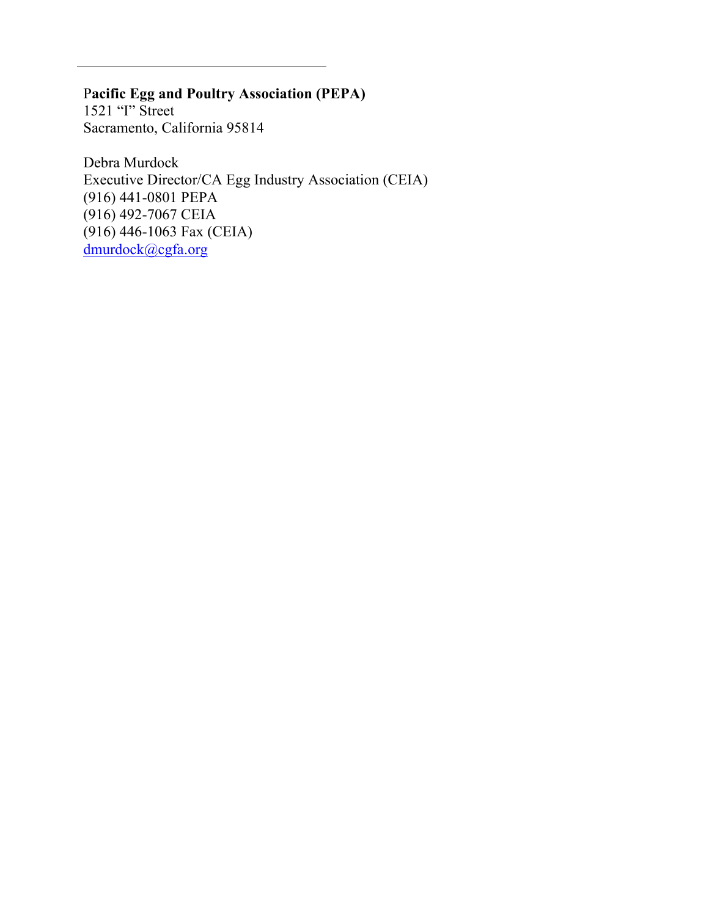---

**Pacific Egg and Poultry Association (PEPA)**
1521 “I” Street
Sacramento, California 95814

Debra Murdock
Executive Director/CA Egg Industry Association (CEIA)
(916) 441-0801 PEPA
(916) 492-7067 CEIA
(916) 446-1063 Fax (CEIA)
dmurdock@cgfa.org